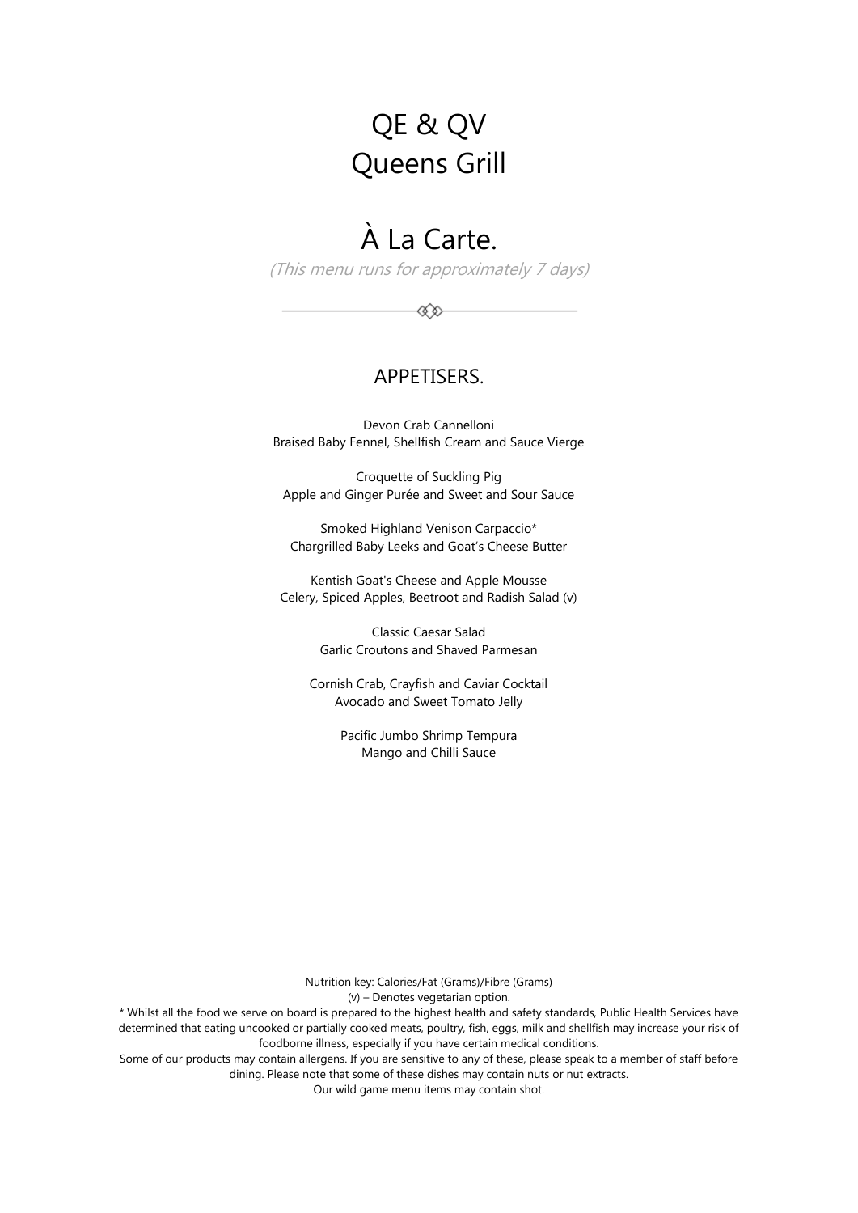# QE & QV
# Queens Grill

## À La Carte.

*(This menu runs for approximately 7 days)*

### APPETISERS.

Devon Crab Cannelloni
Braised Baby Fennel, Shellfish Cream and Sauce Vierge

Croquette of Suckling Pig
Apple and Ginger Purée and Sweet and Sour Sauce

Smoked Highland Venison Carpaccio*
Chargrilled Baby Leeks and Goat's Cheese Butter

Kentish Goat's Cheese and Apple Mousse
Celery, Spiced Apples, Beetroot and Radish Salad (v)

Classic Caesar Salad
Garlic Croutons and Shaved Parmesan

Cornish Crab, Crayfish and Caviar Cocktail
Avocado and Sweet Tomato Jelly

Pacific Jumbo Shrimp Tempura
Mango and Chilli Sauce

Nutrition key: Calories/Fat (Grams)/Fibre (Grams)
(v) – Denotes vegetarian option.
* Whilst all the food we serve on board is prepared to the highest health and safety standards, Public Health Services have determined that eating uncooked or partially cooked meats, poultry, fish, eggs, milk and shellfish may increase your risk of foodborne illness, especially if you have certain medical conditions.
Some of our products may contain allergens. If you are sensitive to any of these, please speak to a member of staff before dining. Please note that some of these dishes may contain nuts or nut extracts.
Our wild game menu items may contain shot.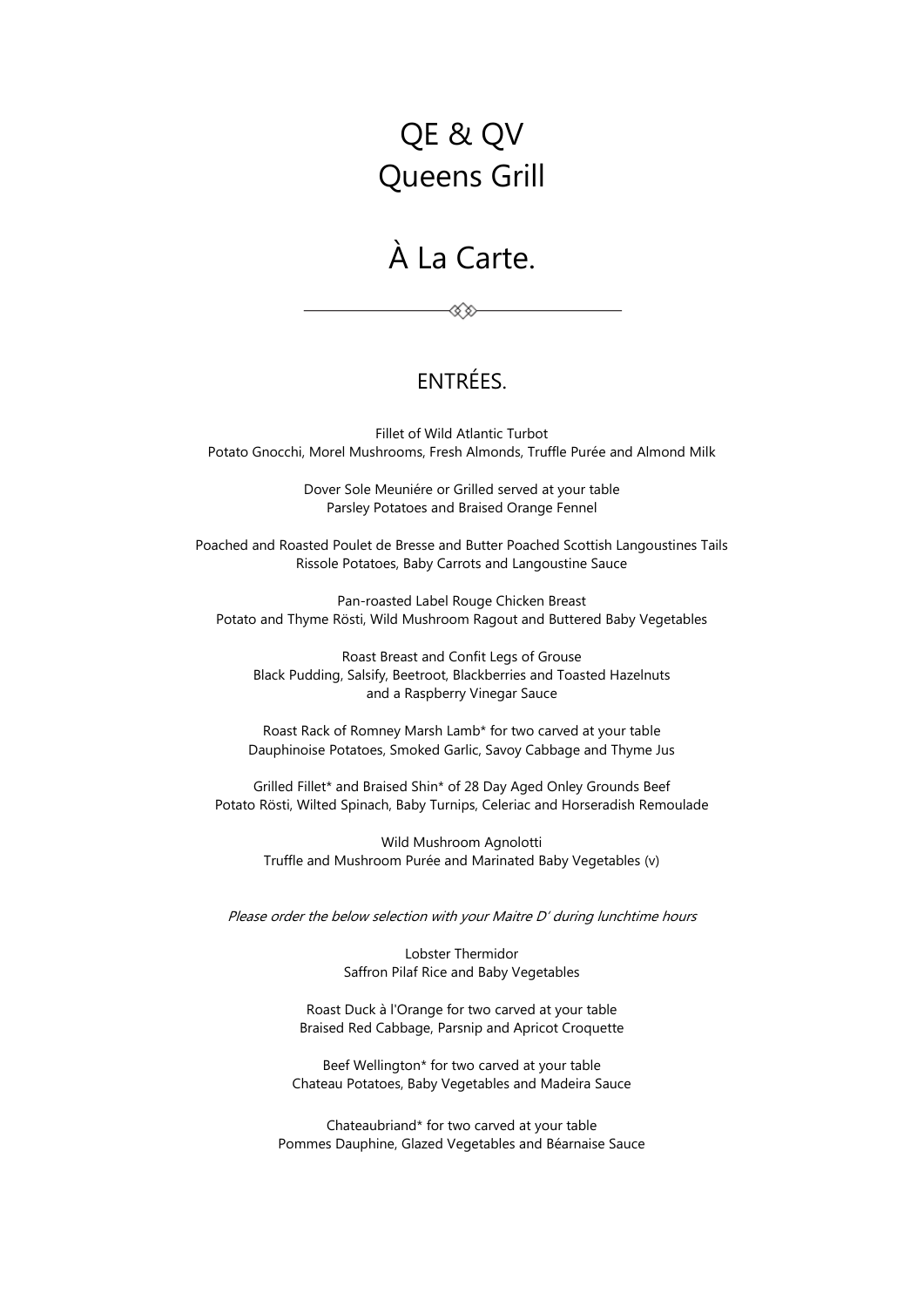# QE & QV
# Queens Grill

# À La Carte.

## ENTRÉES.

Fillet of Wild Atlantic Turbot
Potato Gnocchi, Morel Mushrooms, Fresh Almonds, Truffle Purée and Almond Milk

Dover Sole Meuniére or Grilled served at your table
Parsley Potatoes and Braised Orange Fennel

Poached and Roasted Poulet de Bresse and Butter Poached Scottish Langoustines Tails
Rissole Potatoes, Baby Carrots and Langoustine Sauce

Pan-roasted Label Rouge Chicken Breast
Potato and Thyme Rösti, Wild Mushroom Ragout and Buttered Baby Vegetables

Roast Breast and Confit Legs of Grouse
Black Pudding, Salsify, Beetroot, Blackberries and Toasted Hazelnuts
and a Raspberry Vinegar Sauce

Roast Rack of Romney Marsh Lamb* for two carved at your table
Dauphinoise Potatoes, Smoked Garlic, Savoy Cabbage and Thyme Jus

Grilled Fillet* and Braised Shin* of 28 Day Aged Onley Grounds Beef
Potato Rösti, Wilted Spinach, Baby Turnips, Celeriac and Horseradish Remoulade

Wild Mushroom Agnolotti
Truffle and Mushroom Purée and Marinated Baby Vegetables (v)

*Please order the below selection with your Maitre D' during lunchtime hours*

Lobster Thermidor
Saffron Pilaf Rice and Baby Vegetables

Roast Duck à l'Orange for two carved at your table
Braised Red Cabbage, Parsnip and Apricot Croquette

Beef Wellington* for two carved at your table
Chateau Potatoes, Baby Vegetables and Madeira Sauce

Chateaubriand* for two carved at your table
Pommes Dauphine, Glazed Vegetables and Béarnaise Sauce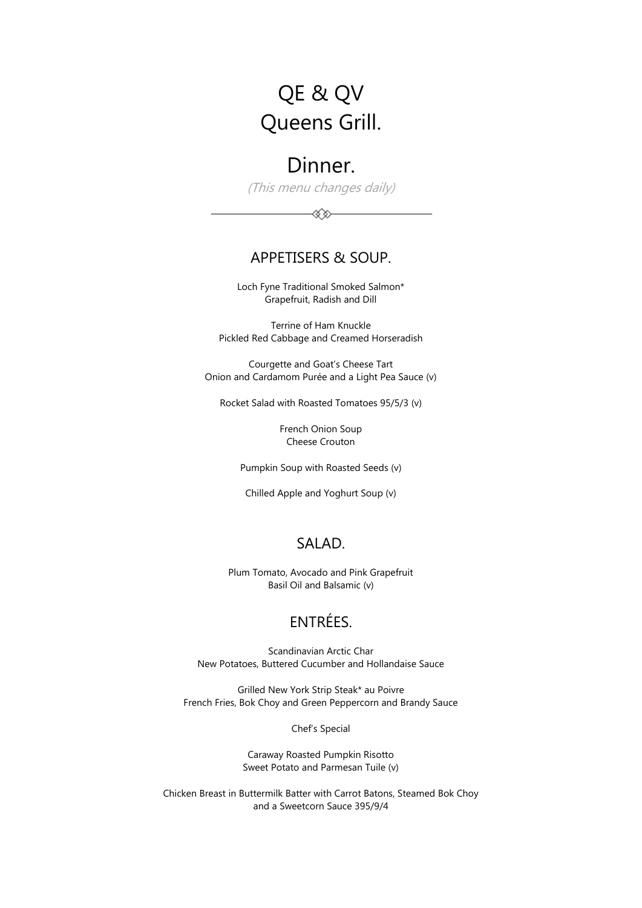# QE & QV
# Queens Grill.

## Dinner.

*(This menu changes daily)*

---

### APPETISERS & SOUP.

Loch Fyne Traditional Smoked Salmon*
Grapefruit, Radish and Dill

Terrine of Ham Knuckle
Pickled Red Cabbage and Creamed Horseradish

Courgette and Goat's Cheese Tart
Onion and Cardamom Purée and a Light Pea Sauce (v)

Rocket Salad with Roasted Tomatoes 95/5/3 (v)

French Onion Soup
Cheese Crouton

Pumpkin Soup with Roasted Seeds (v)

Chilled Apple and Yoghurt Soup (v)

### SALAD.

Plum Tomato, Avocado and Pink Grapefruit
Basil Oil and Balsamic (v)

### ENTRÉES.

Scandinavian Arctic Char
New Potatoes, Buttered Cucumber and Hollandaise Sauce

Grilled New York Strip Steak* au Poivre
French Fries, Bok Choy and Green Peppercorn and Brandy Sauce

Chef's Special

Caraway Roasted Pumpkin Risotto
Sweet Potato and Parmesan Tuile (v)

Chicken Breast in Buttermilk Batter with Carrot Batons, Steamed Bok Choy
and a Sweetcorn Sauce 395/9/4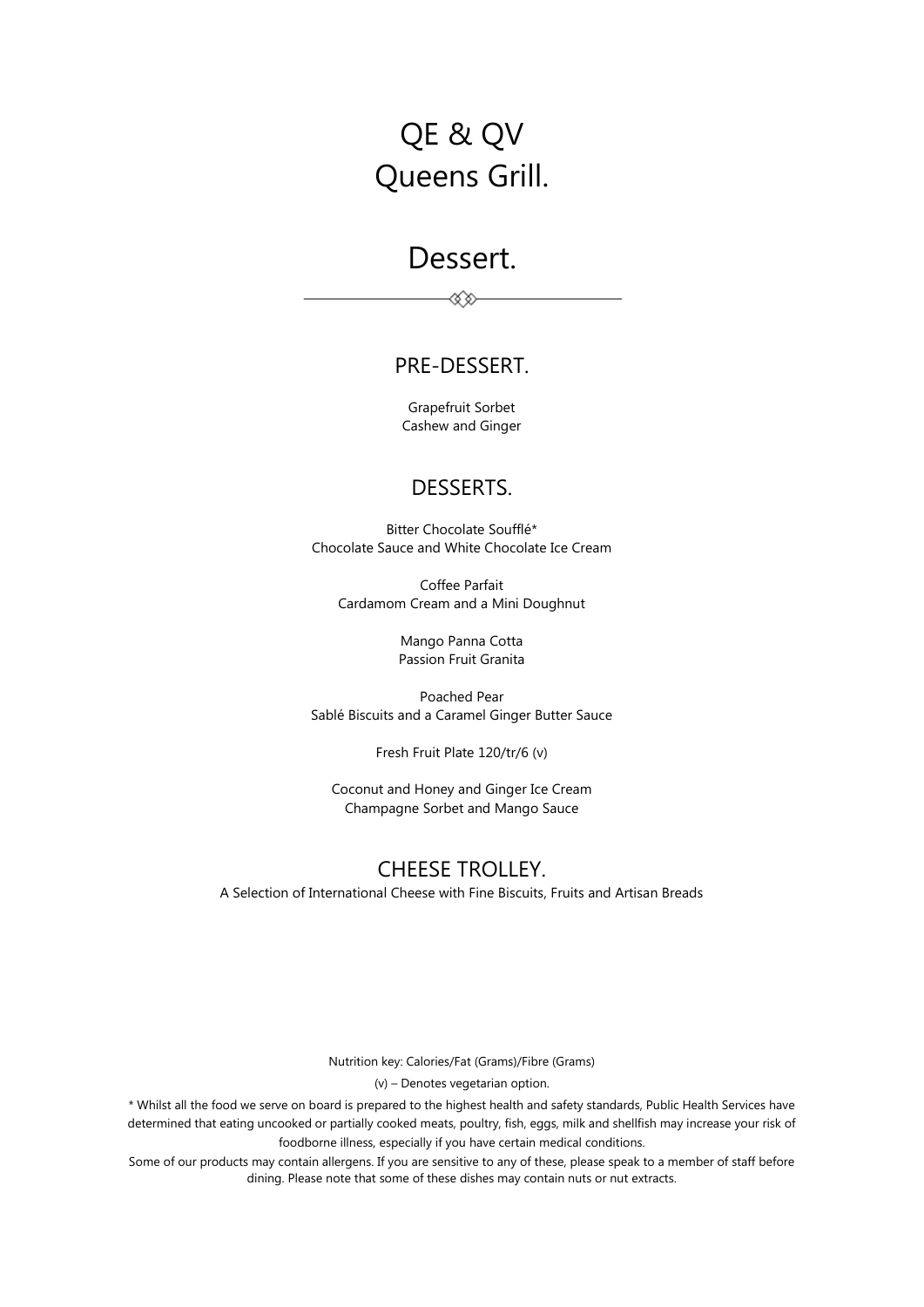# QE & QV
# Queens Grill.

## Dessert.

### PRE-DESSERT.

Grapefruit Sorbet
Cashew and Ginger

### DESSERTS.

Bitter Chocolate Soufflé*
Chocolate Sauce and White Chocolate Ice Cream

Coffee Parfait
Cardamom Cream and a Mini Doughnut

Mango Panna Cotta
Passion Fruit Granita

Poached Pear
Sablé Biscuits and a Caramel Ginger Butter Sauce

Fresh Fruit Plate 120/tr/6 (v)

Coconut and Honey and Ginger Ice Cream
Champagne Sorbet and Mango Sauce

### CHEESE TROLLEY.

A Selection of International Cheese with Fine Biscuits, Fruits and Artisan Breads

Nutrition key: Calories/Fat (Grams)/Fibre (Grams)

(v) – Denotes vegetarian option.

* Whilst all the food we serve on board is prepared to the highest health and safety standards, Public Health Services have determined that eating uncooked or partially cooked meats, poultry, fish, eggs, milk and shellfish may increase your risk of foodborne illness, especially if you have certain medical conditions.

Some of our products may contain allergens. If you are sensitive to any of these, please speak to a member of staff before dining. Please note that some of these dishes may contain nuts or nut extracts.